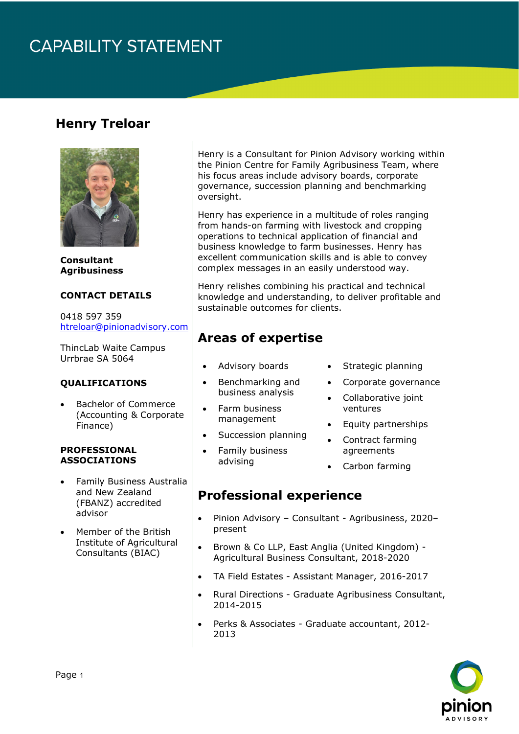# CAPABILITY STATEMENT

## Henry Treloar

**Consultant Agribusiness**

### CONTACT DETAILS

0418 597 359
htreloar@pinionadvisory.com

ThincLab Waite Campus
Urrbrae SA 5064

### QUALIFICATIONS

- Bachelor of Commerce (Accounting & Corporate Finance)

### PROFESSIONAL ASSOCIATIONS

- Family Business Australia and New Zealand (FBANZ) accredited advisor
- Member of the British Institute of Agricultural Consultants (BIAC)

Henry is a Consultant for Pinion Advisory working within the Pinion Centre for Family Agribusiness Team, where his focus areas include advisory boards, corporate governance, succession planning and benchmarking oversight.

Henry has experience in a multitude of roles ranging from hands-on farming with livestock and cropping operations to technical application of financial and business knowledge to farm businesses. Henry has excellent communication skills and is able to convey complex messages in an easily understood way.

Henry relishes combining his practical and technical knowledge and understanding, to deliver profitable and sustainable outcomes for clients.

## Areas of expertise

- Advisory boards
- Benchmarking and business analysis
- Farm business management
- Succession planning
- Family business advising
- Strategic planning
- Corporate governance
- Collaborative joint ventures
- Equity partnerships
- Contract farming agreements
- Carbon farming

## Professional experience

- Pinion Advisory – Consultant - Agribusiness, 2020–present
- Brown & Co LLP, East Anglia (United Kingdom) - Agricultural Business Consultant, 2018-2020
- TA Field Estates - Assistant Manager, 2016-2017
- Rural Directions - Graduate Agribusiness Consultant, 2014-2015
- Perks & Associates - Graduate accountant, 2012-2013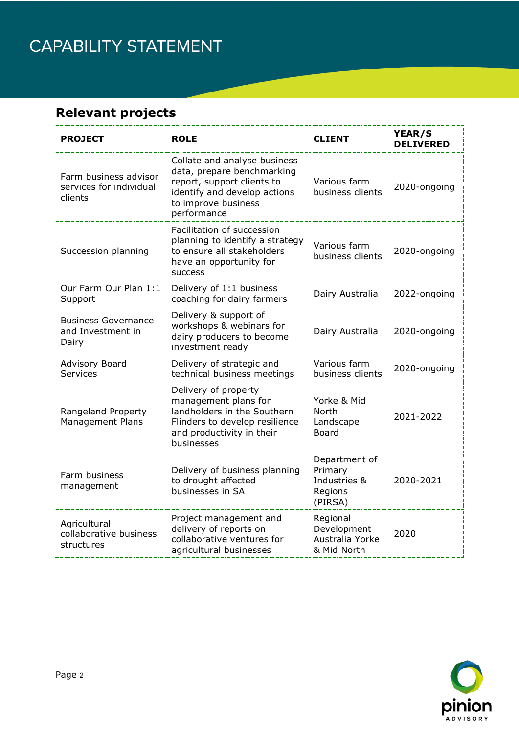# CAPABILITY STATEMENT

## Relevant projects

| PROJECT | ROLE | CLIENT | YEAR/S DELIVERED |
|---|---|---|---|
| Farm business advisor services for individual clients | Collate and analyse business data, prepare benchmarking report, support clients to identify and develop actions to improve business performance | Various farm business clients | 2020-ongoing |
| Succession planning | Facilitation of succession planning to identify a strategy to ensure all stakeholders have an opportunity for success | Various farm business clients | 2020-ongoing |
| Our Farm Our Plan 1:1 Support | Delivery of 1:1 business coaching for dairy farmers | Dairy Australia | 2022-ongoing |
| Business Governance and Investment in Dairy | Delivery & support of workshops & webinars for dairy producers to become investment ready | Dairy Australia | 2020-ongoing |
| Advisory Board Services | Delivery of strategic and technical business meetings | Various farm business clients | 2020-ongoing |
| Rangeland Property Management Plans | Delivery of property management plans for landholders in the Southern Flinders to develop resilience and productivity in their businesses | Yorke & Mid North Landscape Board | 2021-2022 |
| Farm business management | Delivery of business planning to drought affected businesses in SA | Department of Primary Industries & Regions (PIRSA) | 2020-2021 |
| Agricultural collaborative business structures | Project management and delivery of reports on collaborative ventures for agricultural businesses | Regional Development Australia Yorke & Mid North | 2020 |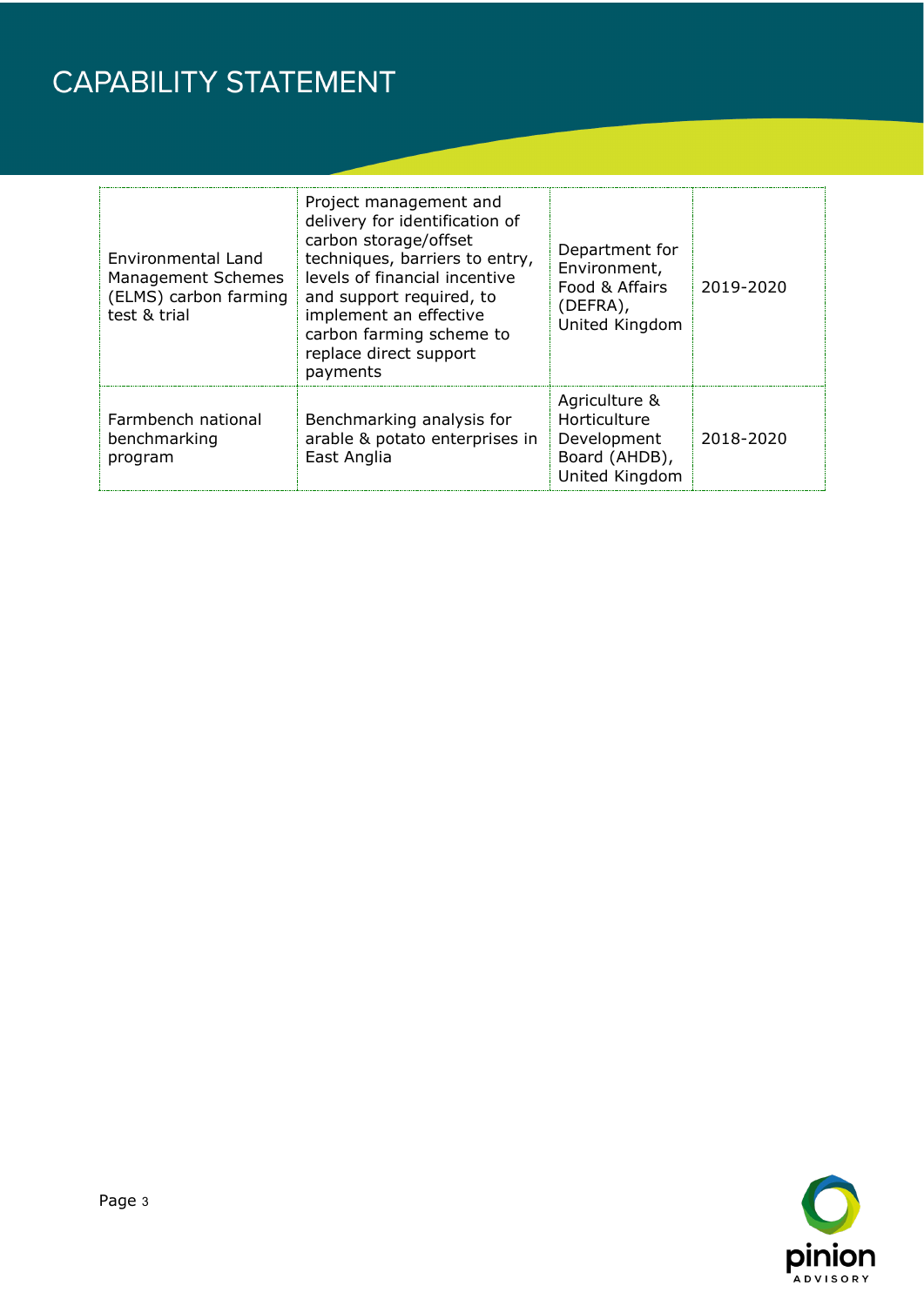| | | | |
|---|---|---|---|
| Environmental Land Management Schemes (ELMS) carbon farming test & trial | Project management and delivery for identification of carbon storage/offset techniques, barriers to entry, levels of financial incentive and support required, to implement an effective carbon farming scheme to replace direct support payments | Department for Environment, Food & Affairs (DEFRA), United Kingdom | 2019-2020 |
| Farmbench national benchmarking program | Benchmarking analysis for arable & potato enterprises in East Anglia | Agriculture & Horticulture Development Board (AHDB), United Kingdom | 2018-2020 |